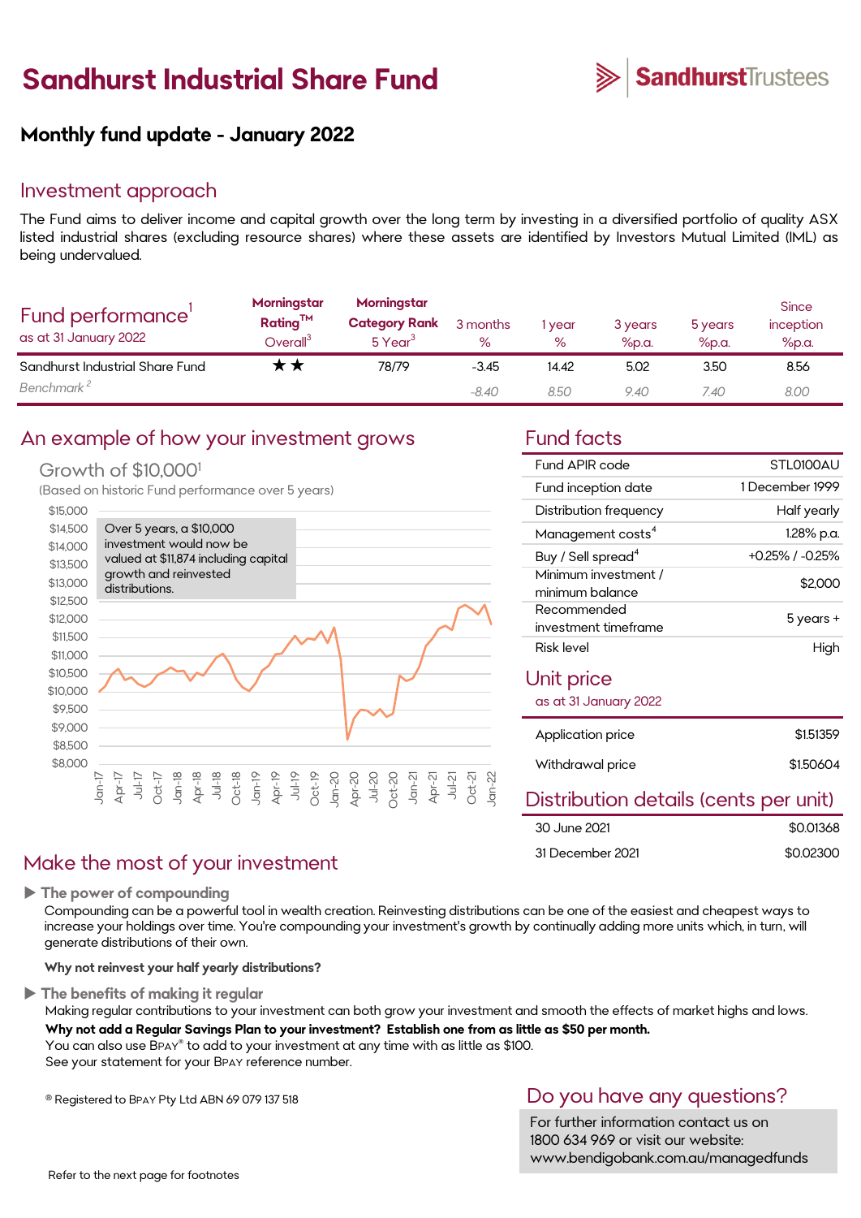# Sandhurst Industrial Share Fund

SandhurstTrustees

## Monthly fund update - January 2022

## Investment approach

The Fund aims to deliver income and capital growth over the long term by investing in a diversified portfolio of quality ASX listed industrial shares (excluding resource shares) where these assets are identified by Investors Mutual Limited (IML) as being undervalued.

| Fund performance[1] as at 31 January 2022 | Morningstar Rating™ Overall[3] | Morningstar Category Rank 5 Year[3] | 3 months % | 1 year % | 3 years %p.a. | 5 years %p.a. | Since inception %p.a. |
|---|---|---|---|---|---|---|---|
| Sandhurst Industrial Share Fund | ★★ | 78/79 | -3.45 | 14.42 | 5.02 | 3.50 | 8.56 |
| *Benchmark[2]* | | | *-8.40* | *8.50* | *9.40* | *7.40* | *8.00* |

## An example of how your investment grows

Growth of $10,000[1]

(Based on historic Fund performance over 5 years)

Over 5 years, a $10,000 investment would now be valued at $11,874 including capital growth and reinvested distributions.

## Fund facts

| | |
|---|---|
| Fund APIR code | STL0100AU |
| Fund inception date | 1 December 1999 |
| Distribution frequency | Half yearly |
| Management costs[4] | 1.28% p.a. |
| Buy / Sell spread[4] | +0.25% / -0.25% |
| Minimum investment / minimum balance | $2,000 |
| Recommended investment timeframe | 5 years + |
| Risk level | High |

## Unit price

as at 31 January 2022

| | |
|---|---|
| Application price | $1.51359 |
| Withdrawal price | $1.50604 |

## Distribution details (cents per unit)

| | |
|---|---|
| 30 June 2021 | $0.01368 |
| 31 December 2021 | $0.02300 |

## Make the most of your investment

**The power of compounding**

Compounding can be a powerful tool in wealth creation. Reinvesting distributions can be one of the easiest and cheapest ways to increase your holdings over time. You're compounding your investment's growth by continually adding more units which, in turn, will generate distributions of their own.

**Why not reinvest your half yearly distributions?**

**The benefits of making it regular**

Making regular contributions to your investment can both grow your investment and smooth the effects of market highs and lows.

**Why not add a Regular Savings Plan to your investment? Establish one from as little as $50 per month.**

You can also use BPAY® to add to your investment at any time with as little as $100.

See your statement for your BPAY reference number.

® Registered to BPAY Pty Ltd ABN 69 079 137 518

## Do you have any questions?

For further information contact us on 1800 634 969 or visit our website: www.bendigobank.com.au/managedfunds

Refer to the next page for footnotes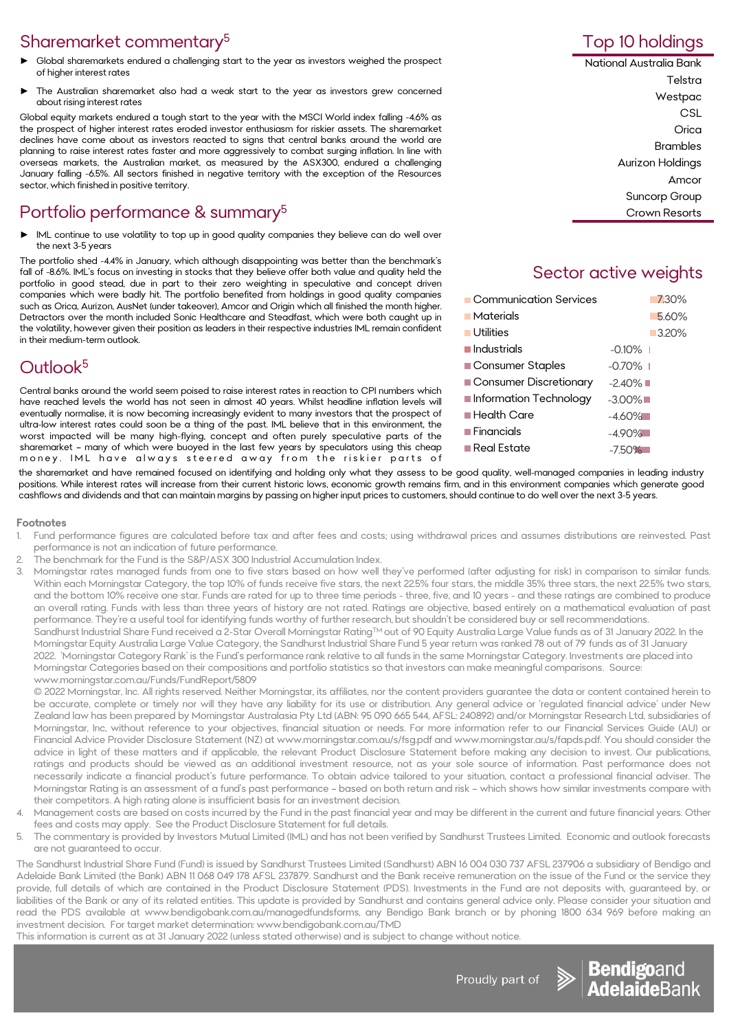## Sharemarket commentary[5]

- Global sharemarkets endured a challenging start to the year as investors weighed the prospect of higher interest rates
- The Australian sharemarket also had a weak start to the year as investors grew concerned about rising interest rates

Global equity markets endured a tough start to the year with the MSCI World index falling -4.6% as the prospect of higher interest rates eroded investor enthusiasm for riskier assets. The sharemarket declines have come about as investors reacted to signs that central banks around the world are planning to raise interest rates faster and more aggressively to combat surging inflation. In line with overseas markets, the Australian market, as measured by the ASX300, endured a challenging January falling -6.5%. All sectors finished in negative territory with the exception of the Resources sector, which finished in positive territory.

## Portfolio performance & summary[5]

- IML continue to use volatility to top up in good quality companies they believe can do well over the next 3-5 years

The portfolio shed -4.4% in January, which although disappointing was better than the benchmark's fall of -8.6%. IML's focus on investing in stocks that they believe offer both value and quality held the portfolio in good stead, due in part to their zero weighting in speculative and concept driven companies which were badly hit. The portfolio benefited from holdings in good quality companies such as Orica, Aurizon, AusNet (under takeover), Amcor and Origin which all finished the month higher. Detractors over the month included Sonic Healthcare and Steadfast, which were both caught up in the volatility, however given their position as leaders in their respective industries IML remain confident in their medium-term outlook.

## Outlook[5]

Central banks around the world seem poised to raise interest rates in reaction to CPI numbers which have reached levels the world has not seen in almost 40 years. Whilst headline inflation levels will eventually normalise, it is now becoming increasingly evident to many investors that the prospect of ultra-low interest rates could soon be a thing of the past. IML believe that in this environment, the worst impacted will be many high-flying, concept and often purely speculative parts of the sharemarket – many of which were buoyed in the last few years by speculators using this cheap money. IML have always steered away from the riskier parts of the sharemarket and have remained focused on identifying and holding only what they assess to be good quality, well-managed companies in leading industry positions. While interest rates will increase from their current historic lows, economic growth remains firm, and in this environment companies which generate good cashflows and dividends and that can maintain margins by passing on higher input prices to customers, should continue to do well over the next 3-5 years.

## Top 10 holdings

National Australia Bank
Telstra
Westpac
CSL
Orica
Brambles
Aurizon Holdings
Amcor
Suncorp Group
Crown Resorts

## Sector active weights

Communication Services 7.30%
Materials 5.60%
Utilities 3.20%
Industrials -0.10%
Consumer Staples -0.70%
Consumer Discretionary -2.40%
Information Technology -3.00%
Health Care -4.60%
Financials -4.90%
Real Estate -7.50%

### Footnotes

1. Fund performance figures are calculated before tax and after fees and costs; using withdrawal prices and assumes distributions are reinvested. Past performance is not an indication of future performance.
2. The benchmark for the Fund is the S&P/ASX 300 Industrial Accumulation Index.
3. Morningstar rates managed funds from one to five stars based on how well they've performed (after adjusting for risk) in comparison to similar funds. Within each Morningstar Category, the top 10% of funds receive five stars, the next 22.5% four stars, the middle 35% three stars, the next 22.5% two stars, and the bottom 10% receive one star. Funds are rated for up to three time periods - three, five, and 10 years - and these ratings are combined to produce an overall rating. Funds with less than three years of history are not rated. Ratings are objective, based entirely on a mathematical evaluation of past performance. They're a useful tool for identifying funds worthy of further research, but shouldn't be considered buy or sell recommendations.
   Sandhurst Industrial Share Fund received a 2-Star Overall Morningstar Rating™ out of 90 Equity Australia Large Value funds as of 31 January 2022. In the Morningstar Equity Australia Large Value Category, the Sandhurst Industrial Share Fund 5 year return was ranked 78 out of 79 funds as of 31 January 2022. 'Morningstar Category Rank' is the Fund's performance rank relative to all funds in the same Morningstar Category. Investments are placed into Morningstar Categories based on their compositions and portfolio statistics so that investors can make meaningful comparisons. Source: www.morningstar.com.au/Funds/FundReport/5809
   © 2022 Morningstar, Inc. All rights reserved. Neither Morningstar, its affiliates, nor the content providers guarantee the data or content contained herein to be accurate, complete or timely nor will they have any liability for its use or distribution. Any general advice or 'regulated financial advice' under New Zealand law has been prepared by Morningstar Australasia Pty Ltd (ABN: 95 090 665 544, AFSL: 240892) and/or Morningstar Research Ltd, subsidiaries of Morningstar, Inc, without reference to your objectives, financial situation or needs. For more information refer to our Financial Services Guide (AU) or Financial Advice Provider Disclosure Statement (NZ) at www.morningstar.com.au/s/fsg.pdf and www.morningstar.au/s/fapds.pdf. You should consider the advice in light of these matters and if applicable, the relevant Product Disclosure Statement before making any decision to invest. Our publications, ratings and products should be viewed as an additional investment resource, not as your sole source of information. Past performance does not necessarily indicate a financial product's future performance. To obtain advice tailored to your situation, contact a professional financial adviser. The Morningstar Rating is an assessment of a fund's past performance – based on both return and risk – which shows how similar investments compare with their competitors. A high rating alone is insufficient basis for an investment decision.
4. Management costs are based on costs incurred by the Fund in the past financial year and may be different in the current and future financial years. Other fees and costs may apply. See the Product Disclosure Statement for full details.
5. The commentary is provided by Investors Mutual Limited (IML) and has not been verified by Sandhurst Trustees Limited. Economic and outlook forecasts are not guaranteed to occur.

The Sandhurst Industrial Share Fund (Fund) is issued by Sandhurst Trustees Limited (Sandhurst) ABN 16 004 030 737 AFSL 237906 a subsidiary of Bendigo and Adelaide Bank Limited (the Bank) ABN 11 068 049 178 AFSL 237879. Sandhurst and the Bank receive remuneration on the issue of the Fund or the service they provide, full details of which are contained in the Product Disclosure Statement (PDS). Investments in the Fund are not deposits with, guaranteed by, or liabilities of the Bank or any of its related entities. This update is provided by Sandhurst and contains general advice only. Please consider your situation and read the PDS available at www.bendigobank.com.au/managedfundsforms, any Bendigo Bank branch or by phoning 1800 634 969 before making an investment decision. For target market determination: www.bendigobank.com.au/TMD
This information is current as at 31 January 2022 (unless stated otherwise) and is subject to change without notice.

Proudly part of Bendigo and Adelaide Bank